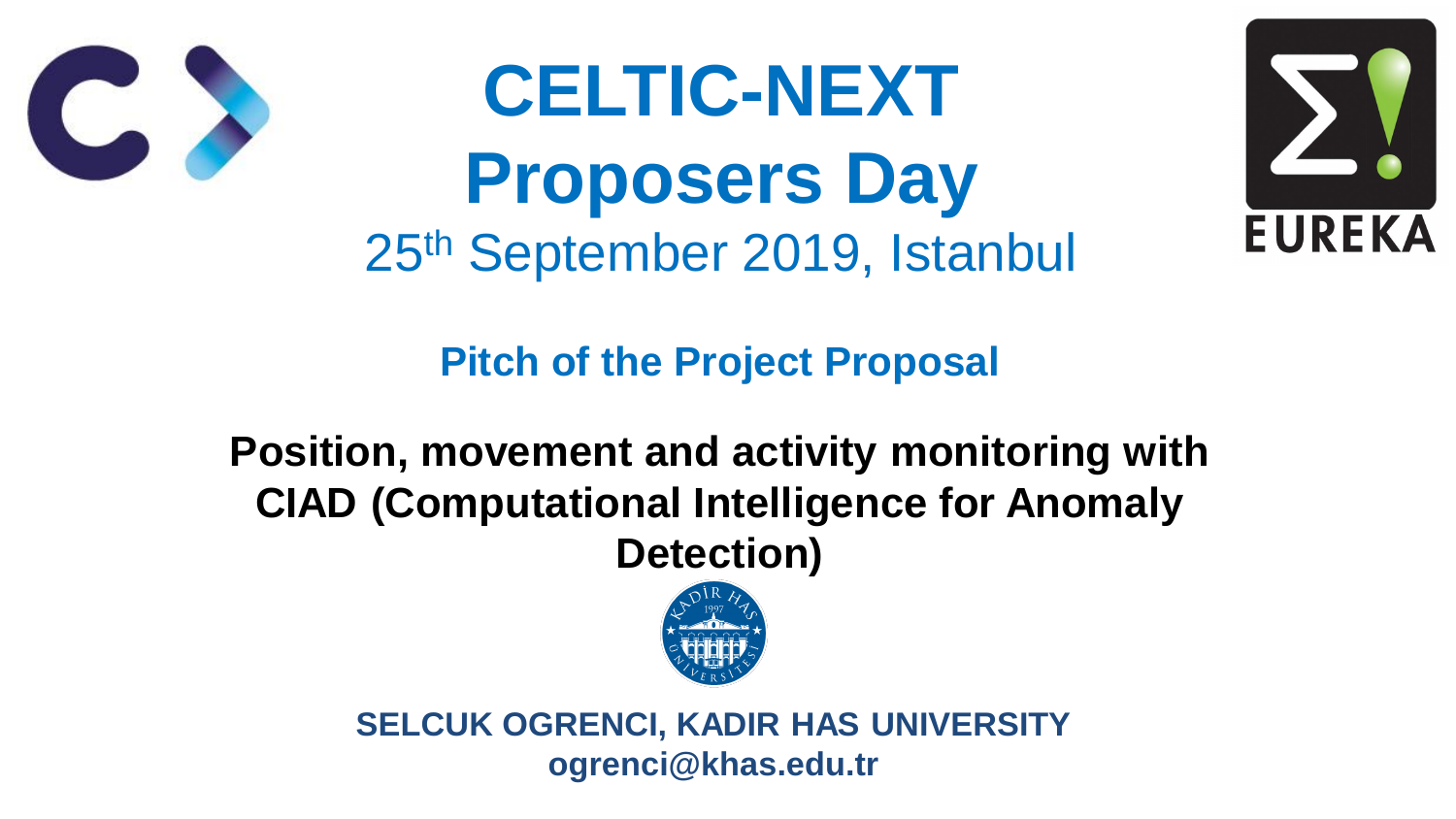# CELTIC-NEXT Proposers Day

25th September 2019, Istanbul

## Pitch of the Project Proposal

**Position, movement and activity monitoring with CIAD (Computational Intelligence for Anomaly Detection)**

**SELCUK OGRENCI, KADIR HAS UNIVERSITY**
**ogrenci@khas.edu.tr**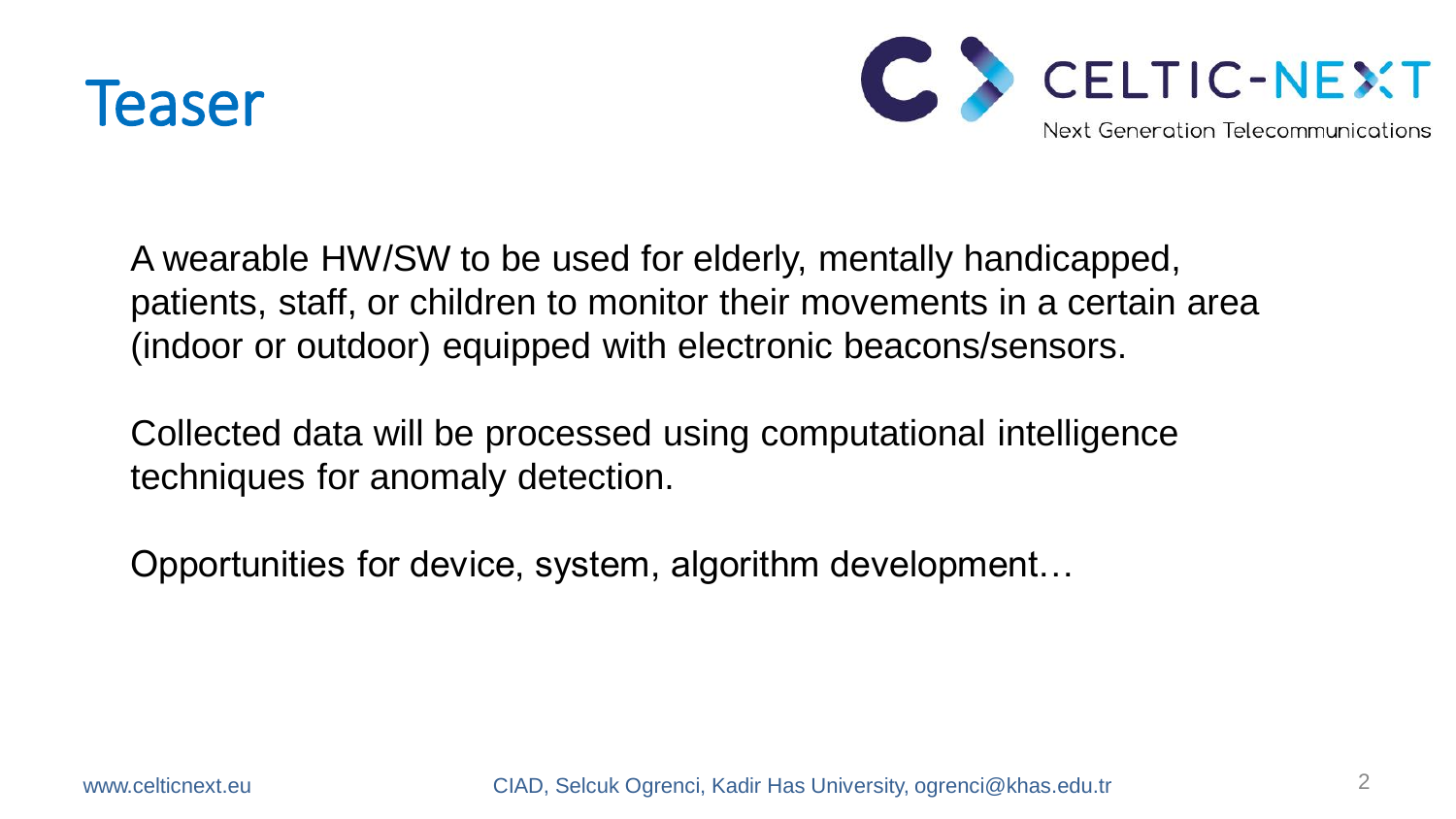# Teaser

A wearable HW/SW to be used for elderly, mentally handicapped, patients, staff, or children to monitor their movements in a certain area (indoor or outdoor) equipped with electronic beacons/sensors.

Collected data will be processed using computational intelligence techniques for anomaly detection.

Opportunities for device, system, algorithm development…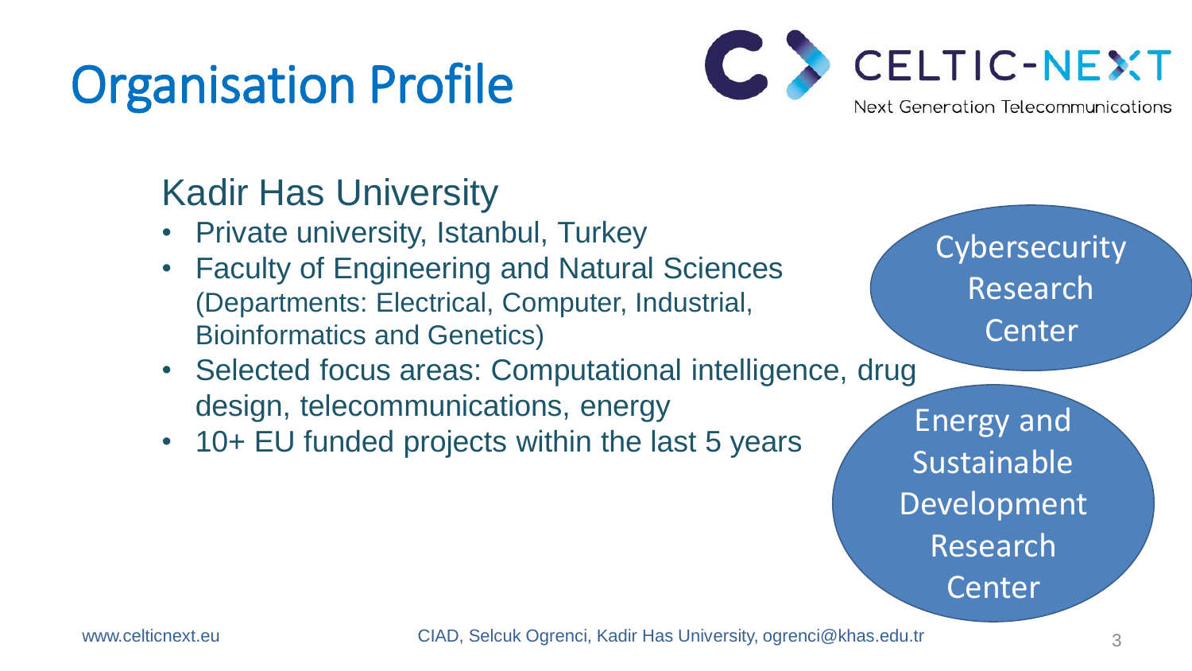# Organisation Profile

CELTIC-NEXT
Next Generation Telecommunications

## Kadir Has University

- Private university, Istanbul, Turkey
- Faculty of Engineering and Natural Sciences (Departments: Electrical, Computer, Industrial, Bioinformatics and Genetics)
- Selected focus areas: Computational intelligence, drug design, telecommunications, energy
- 10+ EU funded projects within the last 5 years

Cybersecurity Research Center

Energy and Sustainable Development Research Center

www.celticnext.eu

CIAD, Selcuk Ogrenci, Kadir Has University, ogrenci@khas.edu.tr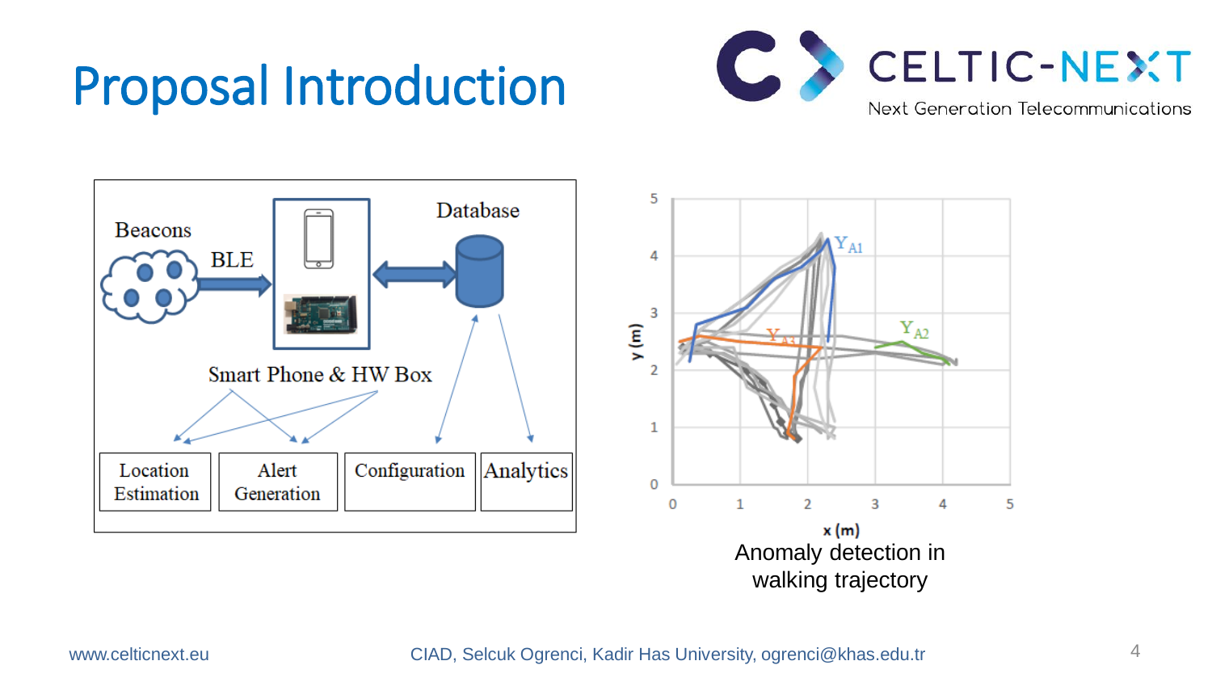# Proposal Introduction

Anomaly detection in walking trajectory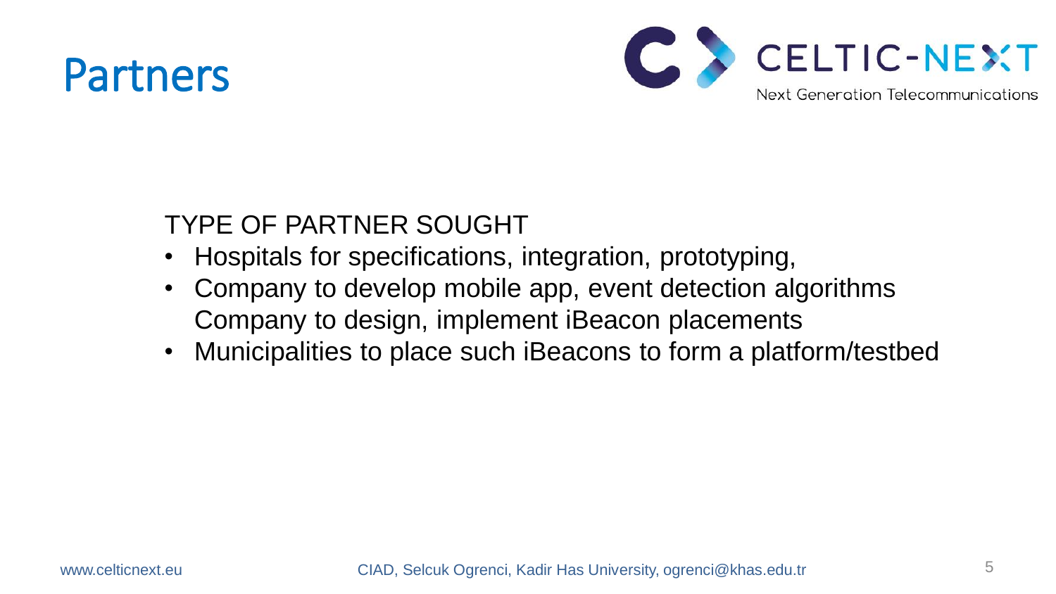# Partners

TYPE OF PARTNER SOUGHT

- Hospitals for specifications, integration, prototyping,
- Company to develop mobile app, event detection algorithms
  Company to design, implement iBeacon placements
- Municipalities to place such iBeacons to form a platform/testbed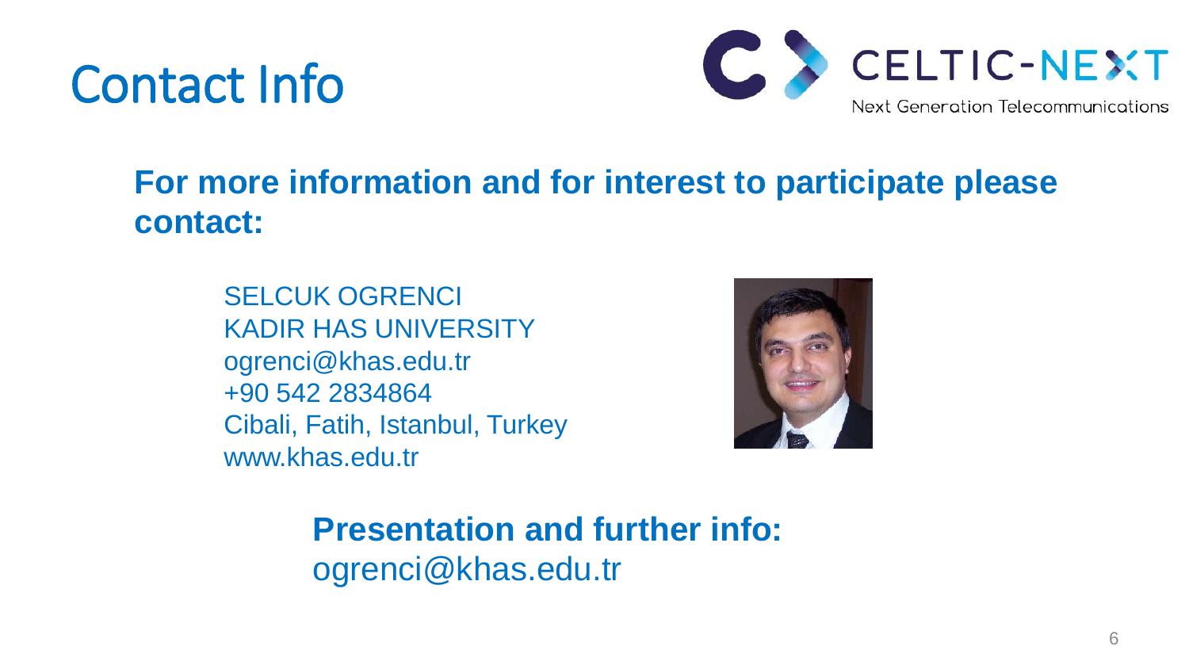# Contact Info

CELTIC-NEXT

Next Generation Telecommunications

**For more information and for interest to participate please contact:**

SELCUK OGRENCI
KADIR HAS UNIVERSITY
ogrenci@khas.edu.tr
+90 542 2834864
Cibali, Fatih, Istanbul, Turkey
www.khas.edu.tr

**Presentation and further info:**
ogrenci@khas.edu.tr